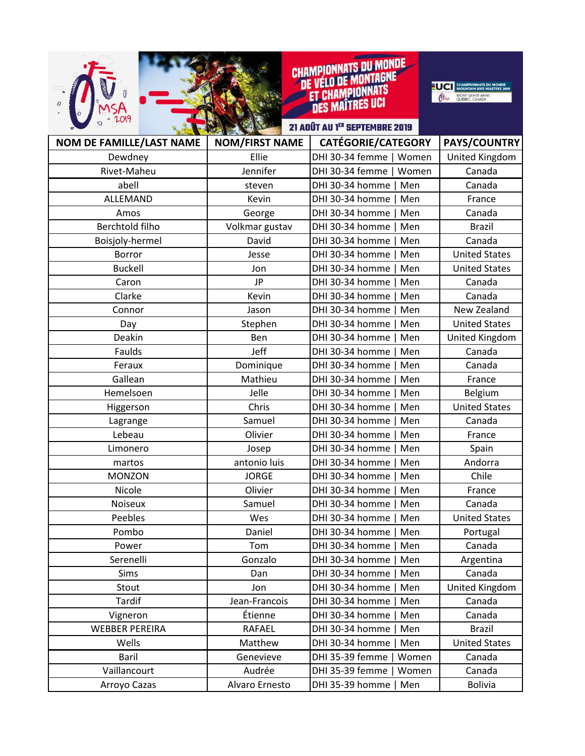CHAMPIONNATS DU MONDE DE VÉLO DE MONTAGNE ET CHAMPIONNATS DES MAÎTRES UCI

21 AOÛT AU 1ER SEPTEMBRE 2019

| NOM DE FAMILLE/LAST NAME | NOM/FIRST NAME | CATÉGORIE/CATEGORY | PAYS/COUNTRY |
|---|---|---|---|
| Dewdney | Ellie | DHI 30-34 femme \| Women | United Kingdom |
| Rivet-Maheu | Jennifer | DHI 30-34 femme \| Women | Canada |
| abell | steven | DHI 30-34 homme \| Men | Canada |
| ALLEMAND | Kevin | DHI 30-34 homme \| Men | France |
| Amos | George | DHI 30-34 homme \| Men | Canada |
| Berchtold filho | Volkmar gustav | DHI 30-34 homme \| Men | Brazil |
| Boisjoly-hermel | David | DHI 30-34 homme \| Men | Canada |
| Borror | Jesse | DHI 30-34 homme \| Men | United States |
| Buckell | Jon | DHI 30-34 homme \| Men | United States |
| Caron | JP | DHI 30-34 homme \| Men | Canada |
| Clarke | Kevin | DHI 30-34 homme \| Men | Canada |
| Connor | Jason | DHI 30-34 homme \| Men | New Zealand |
| Day | Stephen | DHI 30-34 homme \| Men | United States |
| Deakin | Ben | DHI 30-34 homme \| Men | United Kingdom |
| Faulds | Jeff | DHI 30-34 homme \| Men | Canada |
| Feraux | Dominique | DHI 30-34 homme \| Men | Canada |
| Gallean | Mathieu | DHI 30-34 homme \| Men | France |
| Hemelsoen | Jelle | DHI 30-34 homme \| Men | Belgium |
| Higgerson | Chris | DHI 30-34 homme \| Men | United States |
| Lagrange | Samuel | DHI 30-34 homme \| Men | Canada |
| Lebeau | Olivier | DHI 30-34 homme \| Men | France |
| Limonero | Josep | DHI 30-34 homme \| Men | Spain |
| martos | antonio luis | DHI 30-34 homme \| Men | Andorra |
| MONZON | JORGE | DHI 30-34 homme \| Men | Chile |
| Nicole | Olivier | DHI 30-34 homme \| Men | France |
| Noiseux | Samuel | DHI 30-34 homme \| Men | Canada |
| Peebles | Wes | DHI 30-34 homme \| Men | United States |
| Pombo | Daniel | DHI 30-34 homme \| Men | Portugal |
| Power | Tom | DHI 30-34 homme \| Men | Canada |
| Serenelli | Gonzalo | DHI 30-34 homme \| Men | Argentina |
| Sims | Dan | DHI 30-34 homme \| Men | Canada |
| Stout | Jon | DHI 30-34 homme \| Men | United Kingdom |
| Tardif | Jean-Francois | DHI 30-34 homme \| Men | Canada |
| Vigneron | Étienne | DHI 30-34 homme \| Men | Canada |
| WEBBER PEREIRA | RAFAEL | DHI 30-34 homme \| Men | Brazil |
| Wells | Matthew | DHI 30-34 homme \| Men | United States |
| Baril | Genevieve | DHI 35-39 femme \| Women | Canada |
| Vaillancourt | Audrée | DHI 35-39 femme \| Women | Canada |
| Arroyo Cazas | Alvaro Ernesto | DHI 35-39 homme \| Men | Bolivia |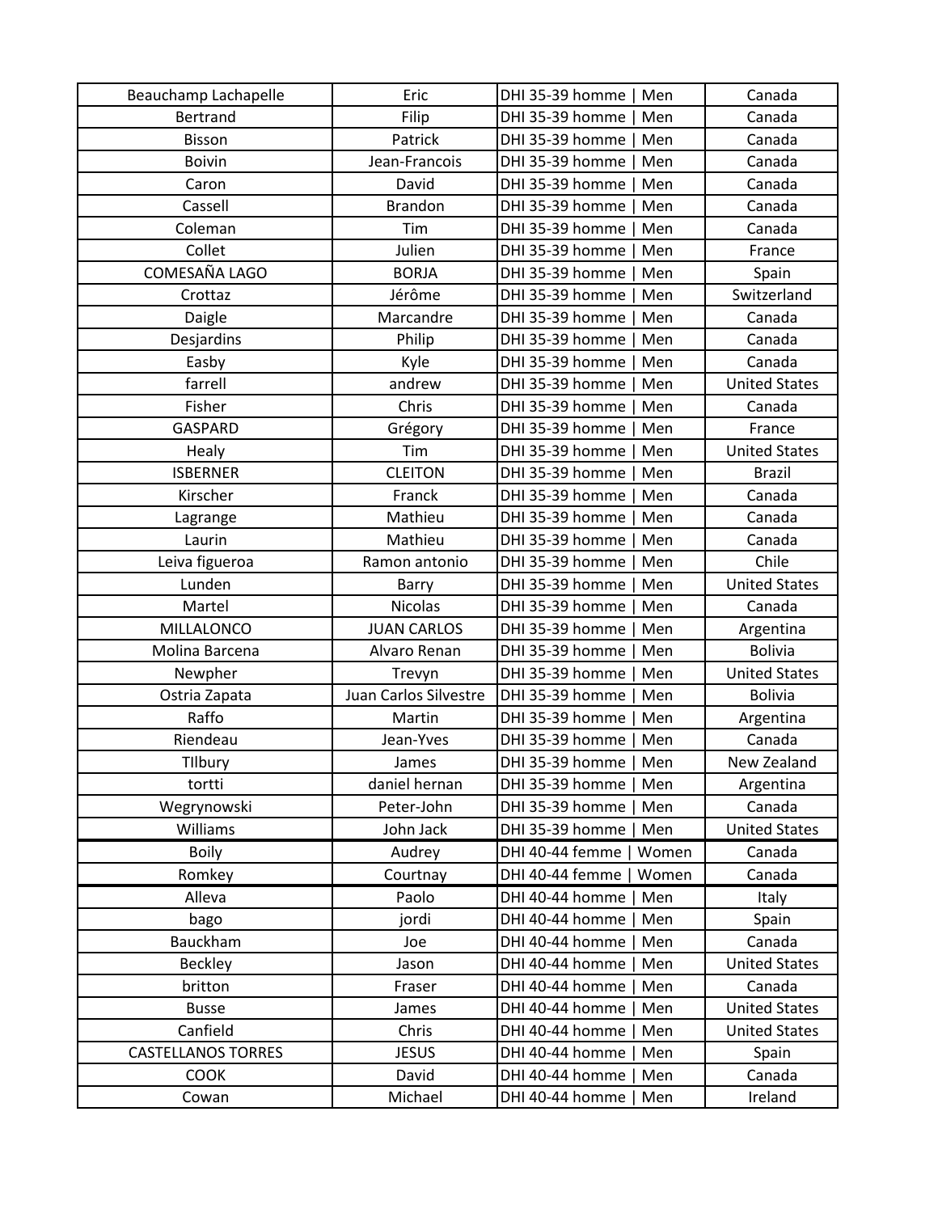| | | | |
|---|---|---|---|
| Beauchamp Lachapelle | Eric | DHI 35-39 homme \| Men | Canada |
| Bertrand | Filip | DHI 35-39 homme \| Men | Canada |
| Bisson | Patrick | DHI 35-39 homme \| Men | Canada |
| Boivin | Jean-Francois | DHI 35-39 homme \| Men | Canada |
| Caron | David | DHI 35-39 homme \| Men | Canada |
| Cassell | Brandon | DHI 35-39 homme \| Men | Canada |
| Coleman | Tim | DHI 35-39 homme \| Men | Canada |
| Collet | Julien | DHI 35-39 homme \| Men | France |
| COMESAÑA LAGO | BORJA | DHI 35-39 homme \| Men | Spain |
| Crottaz | Jérôme | DHI 35-39 homme \| Men | Switzerland |
| Daigle | Marcandre | DHI 35-39 homme \| Men | Canada |
| Desjardins | Philip | DHI 35-39 homme \| Men | Canada |
| Easby | Kyle | DHI 35-39 homme \| Men | Canada |
| farrell | andrew | DHI 35-39 homme \| Men | United States |
| Fisher | Chris | DHI 35-39 homme \| Men | Canada |
| GASPARD | Grégory | DHI 35-39 homme \| Men | France |
| Healy | Tim | DHI 35-39 homme \| Men | United States |
| ISBERNER | CLEITON | DHI 35-39 homme \| Men | Brazil |
| Kirscher | Franck | DHI 35-39 homme \| Men | Canada |
| Lagrange | Mathieu | DHI 35-39 homme \| Men | Canada |
| Laurin | Mathieu | DHI 35-39 homme \| Men | Canada |
| Leiva figueroa | Ramon antonio | DHI 35-39 homme \| Men | Chile |
| Lunden | Barry | DHI 35-39 homme \| Men | United States |
| Martel | Nicolas | DHI 35-39 homme \| Men | Canada |
| MILLALONCO | JUAN CARLOS | DHI 35-39 homme \| Men | Argentina |
| Molina Barcena | Alvaro Renan | DHI 35-39 homme \| Men | Bolivia |
| Newpher | Trevyn | DHI 35-39 homme \| Men | United States |
| Ostria Zapata | Juan Carlos Silvestre | DHI 35-39 homme \| Men | Bolivia |
| Raffo | Martin | DHI 35-39 homme \| Men | Argentina |
| Riendeau | Jean-Yves | DHI 35-39 homme \| Men | Canada |
| TIlbury | James | DHI 35-39 homme \| Men | New Zealand |
| tortti | daniel hernan | DHI 35-39 homme \| Men | Argentina |
| Wegrynowski | Peter-John | DHI 35-39 homme \| Men | Canada |
| Williams | John Jack | DHI 35-39 homme \| Men | United States |
| Boily | Audrey | DHI 40-44 femme \| Women | Canada |
| Romkey | Courtnay | DHI 40-44 femme \| Women | Canada |
| Alleva | Paolo | DHI 40-44 homme \| Men | Italy |
| bago | jordi | DHI 40-44 homme \| Men | Spain |
| Bauckham | Joe | DHI 40-44 homme \| Men | Canada |
| Beckley | Jason | DHI 40-44 homme \| Men | United States |
| britton | Fraser | DHI 40-44 homme \| Men | Canada |
| Busse | James | DHI 40-44 homme \| Men | United States |
| Canfield | Chris | DHI 40-44 homme \| Men | United States |
| CASTELLANOS TORRES | JESUS | DHI 40-44 homme \| Men | Spain |
| COOK | David | DHI 40-44 homme \| Men | Canada |
| Cowan | Michael | DHI 40-44 homme \| Men | Ireland |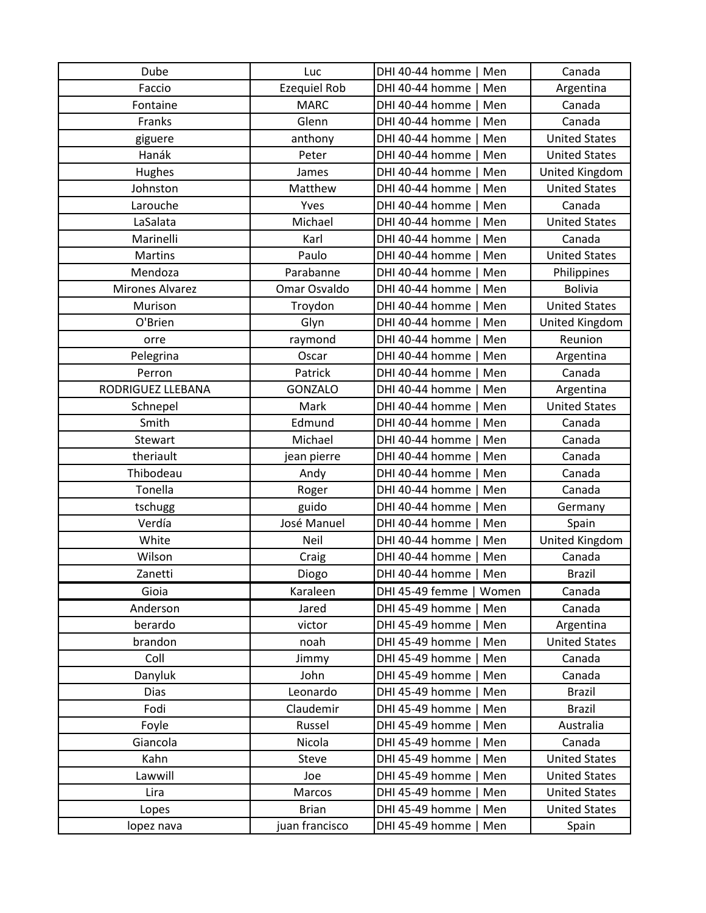| | | | |
|---|---|---|---|
| Dube | Luc | DHI 40-44 homme \| Men | Canada |
| Faccio | Ezequiel Rob | DHI 40-44 homme \| Men | Argentina |
| Fontaine | MARC | DHI 40-44 homme \| Men | Canada |
| Franks | Glenn | DHI 40-44 homme \| Men | Canada |
| giguere | anthony | DHI 40-44 homme \| Men | United States |
| Hanák | Peter | DHI 40-44 homme \| Men | United States |
| Hughes | James | DHI 40-44 homme \| Men | United Kingdom |
| Johnston | Matthew | DHI 40-44 homme \| Men | United States |
| Larouche | Yves | DHI 40-44 homme \| Men | Canada |
| LaSalata | Michael | DHI 40-44 homme \| Men | United States |
| Marinelli | Karl | DHI 40-44 homme \| Men | Canada |
| Martins | Paulo | DHI 40-44 homme \| Men | United States |
| Mendoza | Parabanne | DHI 40-44 homme \| Men | Philippines |
| Mirones Alvarez | Omar Osvaldo | DHI 40-44 homme \| Men | Bolivia |
| Murison | Troydon | DHI 40-44 homme \| Men | United States |
| O'Brien | Glyn | DHI 40-44 homme \| Men | United Kingdom |
| orre | raymond | DHI 40-44 homme \| Men | Reunion |
| Pelegrina | Oscar | DHI 40-44 homme \| Men | Argentina |
| Perron | Patrick | DHI 40-44 homme \| Men | Canada |
| RODRIGUEZ LLEBANA | GONZALO | DHI 40-44 homme \| Men | Argentina |
| Schnepel | Mark | DHI 40-44 homme \| Men | United States |
| Smith | Edmund | DHI 40-44 homme \| Men | Canada |
| Stewart | Michael | DHI 40-44 homme \| Men | Canada |
| theriault | jean pierre | DHI 40-44 homme \| Men | Canada |
| Thibodeau | Andy | DHI 40-44 homme \| Men | Canada |
| Tonella | Roger | DHI 40-44 homme \| Men | Canada |
| tschugg | guido | DHI 40-44 homme \| Men | Germany |
| Verdía | José Manuel | DHI 40-44 homme \| Men | Spain |
| White | Neil | DHI 40-44 homme \| Men | United Kingdom |
| Wilson | Craig | DHI 40-44 homme \| Men | Canada |
| Zanetti | Diogo | DHI 40-44 homme \| Men | Brazil |
| Gioia | Karaleen | DHI 45-49 femme \| Women | Canada |
| Anderson | Jared | DHI 45-49 homme \| Men | Canada |
| berardo | victor | DHI 45-49 homme \| Men | Argentina |
| brandon | noah | DHI 45-49 homme \| Men | United States |
| Coll | Jimmy | DHI 45-49 homme \| Men | Canada |
| Danyluk | John | DHI 45-49 homme \| Men | Canada |
| Dias | Leonardo | DHI 45-49 homme \| Men | Brazil |
| Fodi | Claudemir | DHI 45-49 homme \| Men | Brazil |
| Foyle | Russel | DHI 45-49 homme \| Men | Australia |
| Giancola | Nicola | DHI 45-49 homme \| Men | Canada |
| Kahn | Steve | DHI 45-49 homme \| Men | United States |
| Lawwill | Joe | DHI 45-49 homme \| Men | United States |
| Lira | Marcos | DHI 45-49 homme \| Men | United States |
| Lopes | Brian | DHI 45-49 homme \| Men | United States |
| lopez nava | juan francisco | DHI 45-49 homme \| Men | Spain |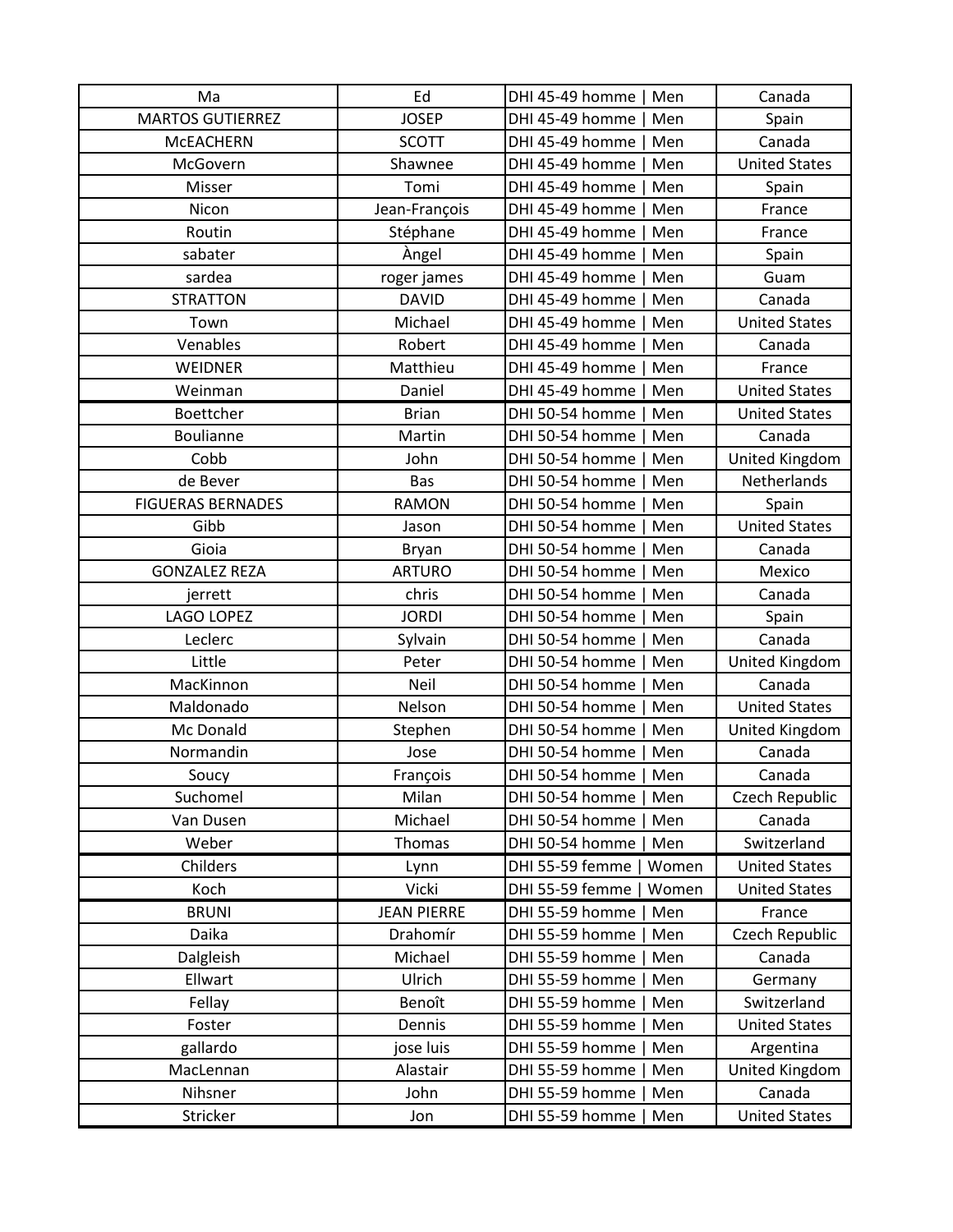| | | | |
|---|---|---|---|
| Ma | Ed | DHI 45-49 homme \| Men | Canada |
| MARTOS GUTIERREZ | JOSEP | DHI 45-49 homme \| Men | Spain |
| McEACHERN | SCOTT | DHI 45-49 homme \| Men | Canada |
| McGovern | Shawnee | DHI 45-49 homme \| Men | United States |
| Misser | Tomi | DHI 45-49 homme \| Men | Spain |
| Nicon | Jean-François | DHI 45-49 homme \| Men | France |
| Routin | Stéphane | DHI 45-49 homme \| Men | France |
| sabater | Àngel | DHI 45-49 homme \| Men | Spain |
| sardea | roger james | DHI 45-49 homme \| Men | Guam |
| STRATTON | DAVID | DHI 45-49 homme \| Men | Canada |
| Town | Michael | DHI 45-49 homme \| Men | United States |
| Venables | Robert | DHI 45-49 homme \| Men | Canada |
| WEIDNER | Matthieu | DHI 45-49 homme \| Men | France |
| Weinman | Daniel | DHI 45-49 homme \| Men | United States |
| Boettcher | Brian | DHI 50-54 homme \| Men | United States |
| Boulianne | Martin | DHI 50-54 homme \| Men | Canada |
| Cobb | John | DHI 50-54 homme \| Men | United Kingdom |
| de Bever | Bas | DHI 50-54 homme \| Men | Netherlands |
| FIGUERAS BERNADES | RAMON | DHI 50-54 homme \| Men | Spain |
| Gibb | Jason | DHI 50-54 homme \| Men | United States |
| Gioia | Bryan | DHI 50-54 homme \| Men | Canada |
| GONZALEZ REZA | ARTURO | DHI 50-54 homme \| Men | Mexico |
| jerrett | chris | DHI 50-54 homme \| Men | Canada |
| LAGO LOPEZ | JORDI | DHI 50-54 homme \| Men | Spain |
| Leclerc | Sylvain | DHI 50-54 homme \| Men | Canada |
| Little | Peter | DHI 50-54 homme \| Men | United Kingdom |
| MacKinnon | Neil | DHI 50-54 homme \| Men | Canada |
| Maldonado | Nelson | DHI 50-54 homme \| Men | United States |
| Mc Donald | Stephen | DHI 50-54 homme \| Men | United Kingdom |
| Normandin | Jose | DHI 50-54 homme \| Men | Canada |
| Soucy | François | DHI 50-54 homme \| Men | Canada |
| Suchomel | Milan | DHI 50-54 homme \| Men | Czech Republic |
| Van Dusen | Michael | DHI 50-54 homme \| Men | Canada |
| Weber | Thomas | DHI 50-54 homme \| Men | Switzerland |
| Childers | Lynn | DHI 55-59 femme \| Women | United States |
| Koch | Vicki | DHI 55-59 femme \| Women | United States |
| BRUNI | JEAN PIERRE | DHI 55-59 homme \| Men | France |
| Daika | Drahomír | DHI 55-59 homme \| Men | Czech Republic |
| Dalgleish | Michael | DHI 55-59 homme \| Men | Canada |
| Ellwart | Ulrich | DHI 55-59 homme \| Men | Germany |
| Fellay | Benoît | DHI 55-59 homme \| Men | Switzerland |
| Foster | Dennis | DHI 55-59 homme \| Men | United States |
| gallardo | jose luis | DHI 55-59 homme \| Men | Argentina |
| MacLennan | Alastair | DHI 55-59 homme \| Men | United Kingdom |
| Nihsner | John | DHI 55-59 homme \| Men | Canada |
| Stricker | Jon | DHI 55-59 homme \| Men | United States |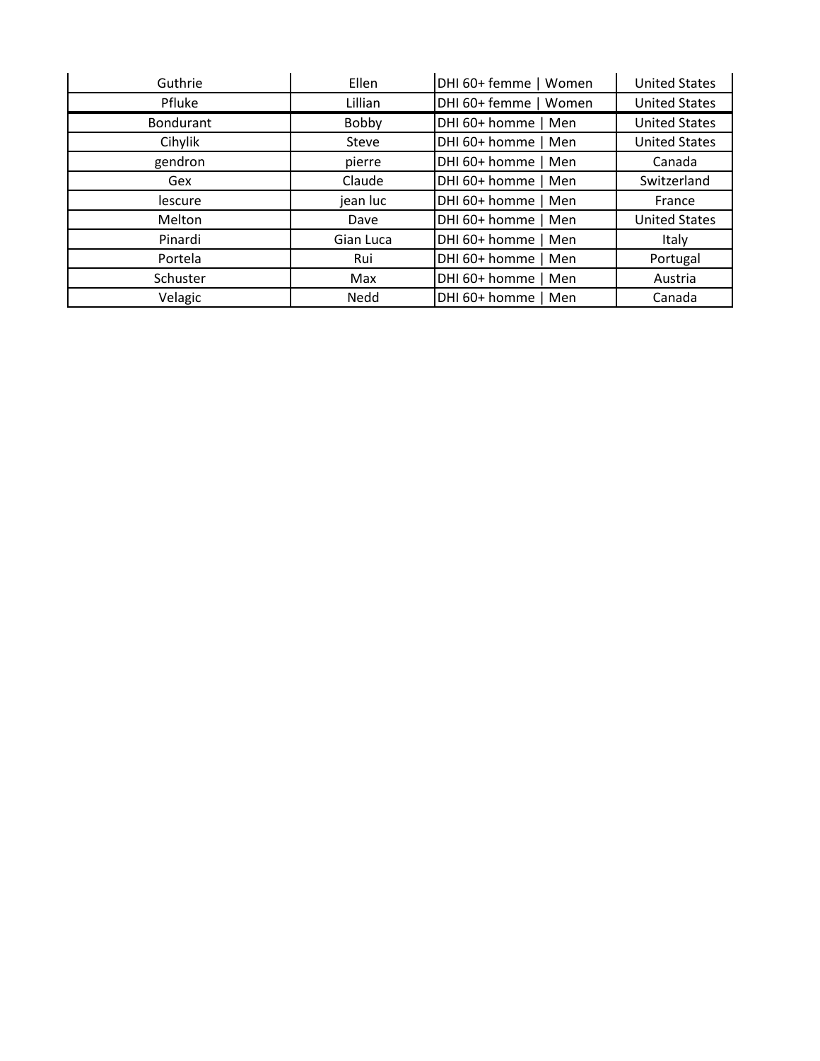| | | | |
|---|---|---|---|
| Guthrie | Ellen | DHI 60+ femme \| Women | United States |
| Pfluke | Lillian | DHI 60+ femme \| Women | United States |
| Bondurant | Bobby | DHI 60+ homme \| Men | United States |
| Cihylik | Steve | DHI 60+ homme \| Men | United States |
| gendron | pierre | DHI 60+ homme \| Men | Canada |
| Gex | Claude | DHI 60+ homme \| Men | Switzerland |
| lescure | jean luc | DHI 60+ homme \| Men | France |
| Melton | Dave | DHI 60+ homme \| Men | United States |
| Pinardi | Gian Luca | DHI 60+ homme \| Men | Italy |
| Portela | Rui | DHI 60+ homme \| Men | Portugal |
| Schuster | Max | DHI 60+ homme \| Men | Austria |
| Velagic | Nedd | DHI 60+ homme \| Men | Canada |